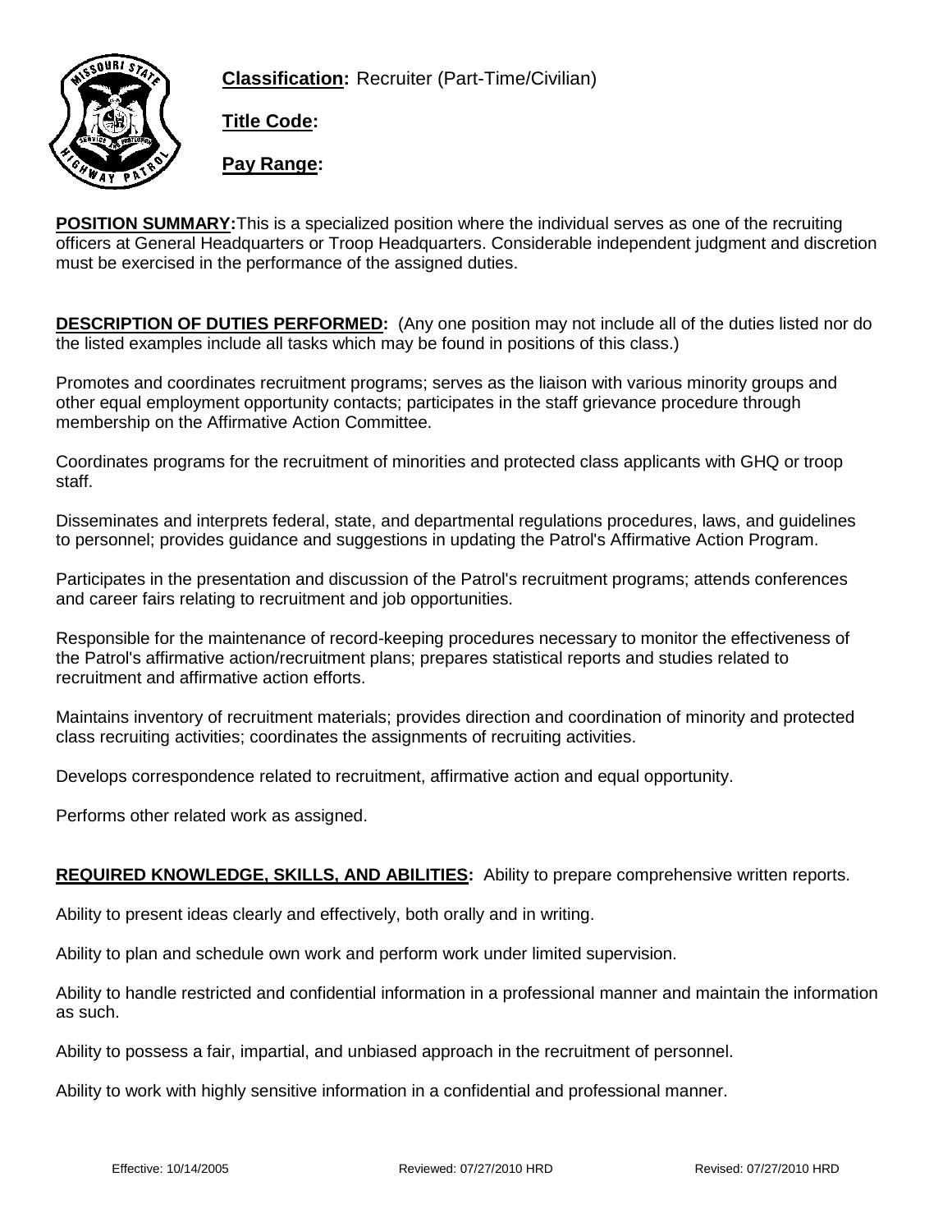**Classification:** Recruiter (Part-Time/Civilian)

**Title Code:**

**Pay Range:**

**POSITION SUMMARY:** This is a specialized position where the individual serves as one of the recruiting officers at General Headquarters or Troop Headquarters. Considerable independent judgment and discretion must be exercised in the performance of the assigned duties.

**DESCRIPTION OF DUTIES PERFORMED:** (Any one position may not include all of the duties listed nor do the listed examples include all tasks which may be found in positions of this class.)

Promotes and coordinates recruitment programs; serves as the liaison with various minority groups and other equal employment opportunity contacts; participates in the staff grievance procedure through membership on the Affirmative Action Committee.

Coordinates programs for the recruitment of minorities and protected class applicants with GHQ or troop staff.

Disseminates and interprets federal, state, and departmental regulations procedures, laws, and guidelines to personnel; provides guidance and suggestions in updating the Patrol's Affirmative Action Program.

Participates in the presentation and discussion of the Patrol's recruitment programs; attends conferences and career fairs relating to recruitment and job opportunities.

Responsible for the maintenance of record-keeping procedures necessary to monitor the effectiveness of the Patrol's affirmative action/recruitment plans; prepares statistical reports and studies related to recruitment and affirmative action efforts.

Maintains inventory of recruitment materials; provides direction and coordination of minority and protected class recruiting activities; coordinates the assignments of recruiting activities.

Develops correspondence related to recruitment, affirmative action and equal opportunity.

Performs other related work as assigned.

**REQUIRED KNOWLEDGE, SKILLS, AND ABILITIES:** Ability to prepare comprehensive written reports.

Ability to present ideas clearly and effectively, both orally and in writing.

Ability to plan and schedule own work and perform work under limited supervision.

Ability to handle restricted and confidential information in a professional manner and maintain the information as such.

Ability to possess a fair, impartial, and unbiased approach in the recruitment of personnel.

Ability to work with highly sensitive information in a confidential and professional manner.

Effective: 10/14/2005 Reviewed: 07/27/2010 HRD Revised: 07/27/2010 HRD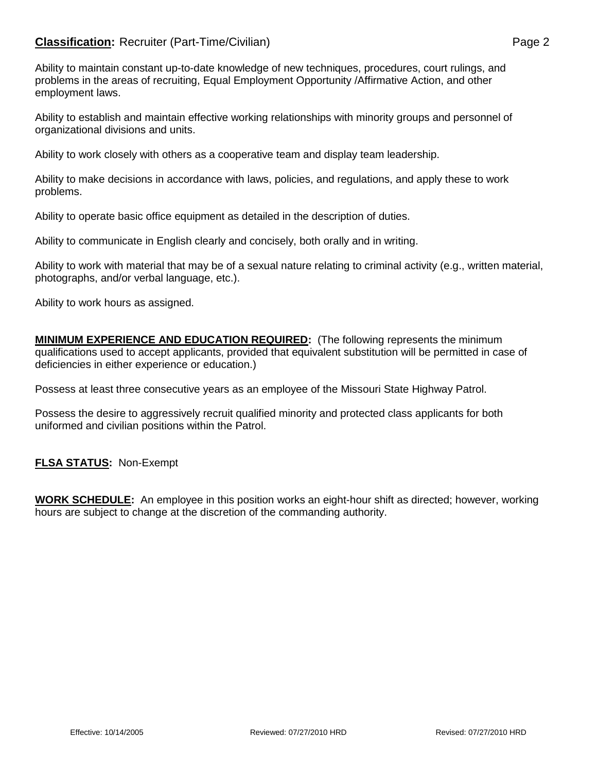Ability to maintain constant up-to-date knowledge of new techniques, procedures, court rulings, and problems in the areas of recruiting, Equal Employment Opportunity /Affirmative Action, and other employment laws.

Ability to establish and maintain effective working relationships with minority groups and personnel of organizational divisions and units.

Ability to work closely with others as a cooperative team and display team leadership.

Ability to make decisions in accordance with laws, policies, and regulations, and apply these to work problems.

Ability to operate basic office equipment as detailed in the description of duties.

Ability to communicate in English clearly and concisely, both orally and in writing.

Ability to work with material that may be of a sexual nature relating to criminal activity (e.g., written material, photographs, and/or verbal language, etc.).

Ability to work hours as assigned.

**MINIMUM EXPERIENCE AND EDUCATION REQUIRED:** (The following represents the minimum qualifications used to accept applicants, provided that equivalent substitution will be permitted in case of deficiencies in either experience or education.)

Possess at least three consecutive years as an employee of the Missouri State Highway Patrol.

Possess the desire to aggressively recruit qualified minority and protected class applicants for both uniformed and civilian positions within the Patrol.

**FLSA STATUS:** Non-Exempt

**WORK SCHEDULE:** An employee in this position works an eight-hour shift as directed; however, working hours are subject to change at the discretion of the commanding authority.

Effective: 10/14/2005 Reviewed: 07/27/2010 HRD Revised: 07/27/2010 HRD